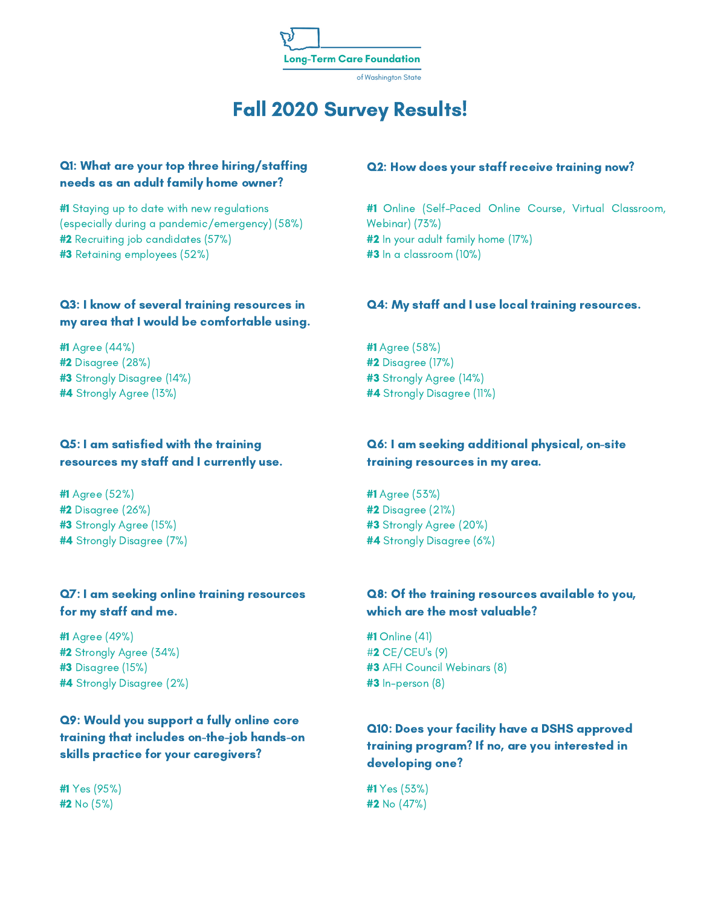Long-Term Care Foundation

of Washington State

# Fall 2020 Survey Results!

### Q1: What are your top three hiring/staffing needs as an adult family home owner?

**#1** Staying up to date with new regulations (especially during a pandemic/emergency) (58%)
**#2** Recruiting job candidates (57%)
**#3** Retaining employees (52%)

### Q2: How does your staff receive training now?

**#1** Online (Self-Paced Online Course, Virtual Classroom, Webinar) (73%)
**#2** In your adult family home (17%)
**#3** In a classroom (10%)

### Q3: I know of several training resources in my area that I would be comfortable using.

**#1** Agree (44%)
**#2** Disagree (28%)
**#3** Strongly Disagree (14%)
**#4** Strongly Agree (13%)

### Q4: My staff and I use local training resources.

**#1** Agree (58%)
**#2** Disagree (17%)
**#3** Strongly Agree (14%)
**#4** Strongly Disagree (11%)

### Q5: I am satisfied with the training resources my staff and I currently use.

**#1** Agree (52%)
**#2** Disagree (26%)
**#3** Strongly Agree (15%)
**#4** Strongly Disagree (7%)

### Q6: I am seeking additional physical, on-site training resources in my area.

**#1** Agree (53%)
**#2** Disagree (21%)
**#3** Strongly Agree (20%)
**#4** Strongly Disagree (6%)

### Q7: I am seeking online training resources for my staff and me.

**#1** Agree (49%)
**#2** Strongly Agree (34%)
**#3** Disagree (15%)
**#4** Strongly Disagree (2%)

### Q8: Of the training resources available to you, which are the most valuable?

**#1** Online (41)
#**2** CE/CEU's (9)
**#3** AFH Council Webinars (8)
**#3** In-person (8)

### Q9: Would you support a fully online core training that includes on-the-job hands-on skills practice for your caregivers?

**#1** Yes (95%)
**#2** No (5%)

### Q10: Does your facility have a DSHS approved training program? If no, are you interested in developing one?

**#1** Yes (53%)
**#2** No (47%)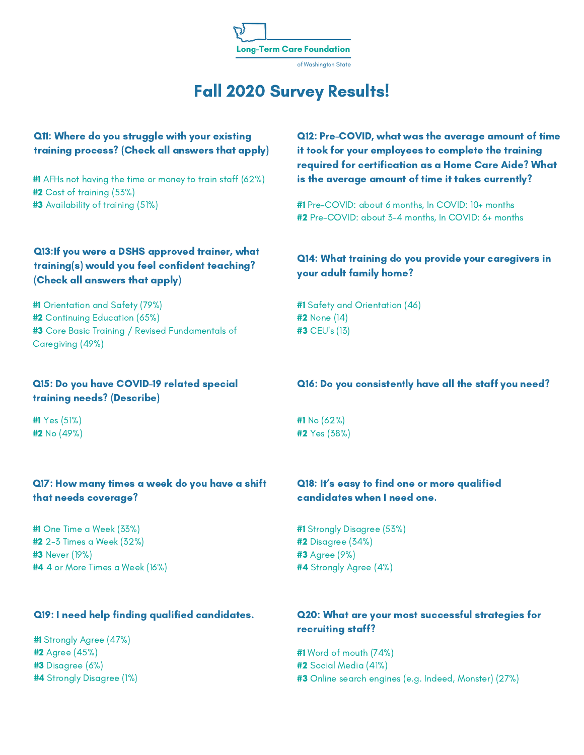Long-Term Care Foundation

of Washington State

# Fall 2020 Survey Results!

### Q11: Where do you struggle with your existing training process? (Check all answers that apply)

**#1** AFHs not having the time or money to train staff (62%)
**#2** Cost of training (53%)
**#3** Availability of training (51%)

### Q12: Pre-COVID, what was the average amount of time it took for your employees to complete the training required for certification as a Home Care Aide? What is the average amount of time it takes currently?

**#1** Pre-COVID: about 6 months, In COVID: 10+ months
**#2** Pre-COVID: about 3-4 months, In COVID: 6+ months

### Q13:If you were a DSHS approved trainer, what training(s) would you feel confident teaching? (Check all answers that apply)

**#1** Orientation and Safety (79%)
**#2** Continuing Education (65%)
**#3** Core Basic Training / Revised Fundamentals of Caregiving (49%)

### Q14: What training do you provide your caregivers in your adult family home?

**#1** Safety and Orientation (46)
**#2** None (14)
**#3** CEU's (13)

### Q15: Do you have COVID-19 related special training needs? (Describe)

**#1** Yes (51%)
**#2** No (49%)

### Q16: Do you consistently have all the staff you need?

**#1** No (62%)
**#2** Yes (38%)

### Q17: How many times a week do you have a shift that needs coverage?

**#1** One Time a Week (33%)
**#2** 2-3 Times a Week (32%)
**#3** Never (19%)
**#4** 4 or More Times a Week (16%)

### Q18: It's easy to find one or more qualified candidates when I need one.

**#1** Strongly Disagree (53%)
**#2** Disagree (34%)
**#3** Agree (9%)
**#4** Strongly Agree (4%)

### Q19: I need help finding qualified candidates.

**#1** Strongly Agree (47%)
**#2** Agree (45%)
**#3** Disagree (6%)
**#4** Strongly Disagree (1%)

### Q20: What are your most successful strategies for recruiting staff?

**#1** Word of mouth (74%)
**#2** Social Media (41%)
**#3** Online search engines (e.g. Indeed, Monster) (27%)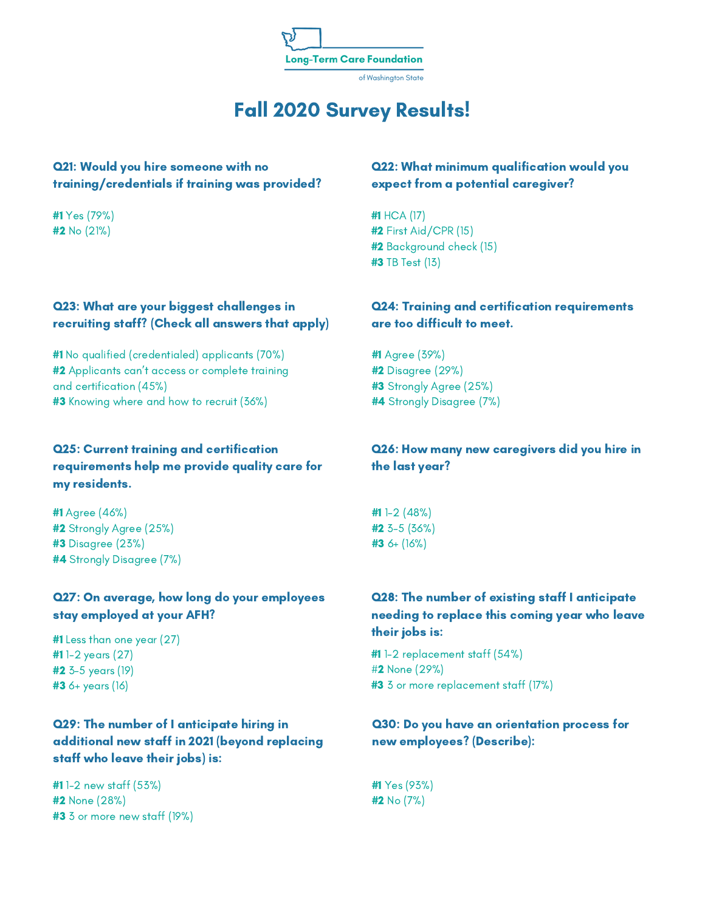Long-Term Care Foundation

of Washington State

# Fall 2020 Survey Results!

### Q21: Would you hire someone with no training/credentials if training was provided?

**#1** Yes (79%)
**#2** No (21%)

### Q22: What minimum qualification would you expect from a potential caregiver?

**#1** HCA (17)
**#2** First Aid/CPR (15)
**#2** Background check (15)
**#3** TB Test (13)

### Q23: What are your biggest challenges in recruiting staff? (Check all answers that apply)

**#1** No qualified (credentialed) applicants (70%)
**#2** Applicants can't access or complete training and certification (45%)
**#3** Knowing where and how to recruit (36%)

### Q24: Training and certification requirements are too difficult to meet.

**#1** Agree (39%)
**#2** Disagree (29%)
**#3** Strongly Agree (25%)
**#4** Strongly Disagree (7%)

### Q25: Current training and certification requirements help me provide quality care for my residents.

**#1** Agree (46%)
**#2** Strongly Agree (25%)
**#3** Disagree (23%)
**#4** Strongly Disagree (7%)

### Q26: How many new caregivers did you hire in the last year?

**#1** 1-2 (48%)
**#2** 3-5 (36%)
**#3** 6+ (16%)

### Q27: On average, how long do your employees stay employed at your AFH?

**#1** Less than one year (27)
**#1** 1-2 years (27)
**#2** 3-5 years (19)
**#3** 6+ years (16)

### Q28: The number of existing staff I anticipate needing to replace this coming year who leave their jobs is:

**#1** 1-2 replacement staff (54%)
#2 None (29%)
**#3** 3 or more replacement staff (17%)

### Q29: The number of I anticipate hiring in additional new staff in 2021 (beyond replacing staff who leave their jobs) is:

**#1** 1-2 new staff (53%)
**#2** None (28%)
**#3** 3 or more new staff (19%)

### Q30: Do you have an orientation process for new employees? (Describe):

**#1** Yes (93%)
**#2** No (7%)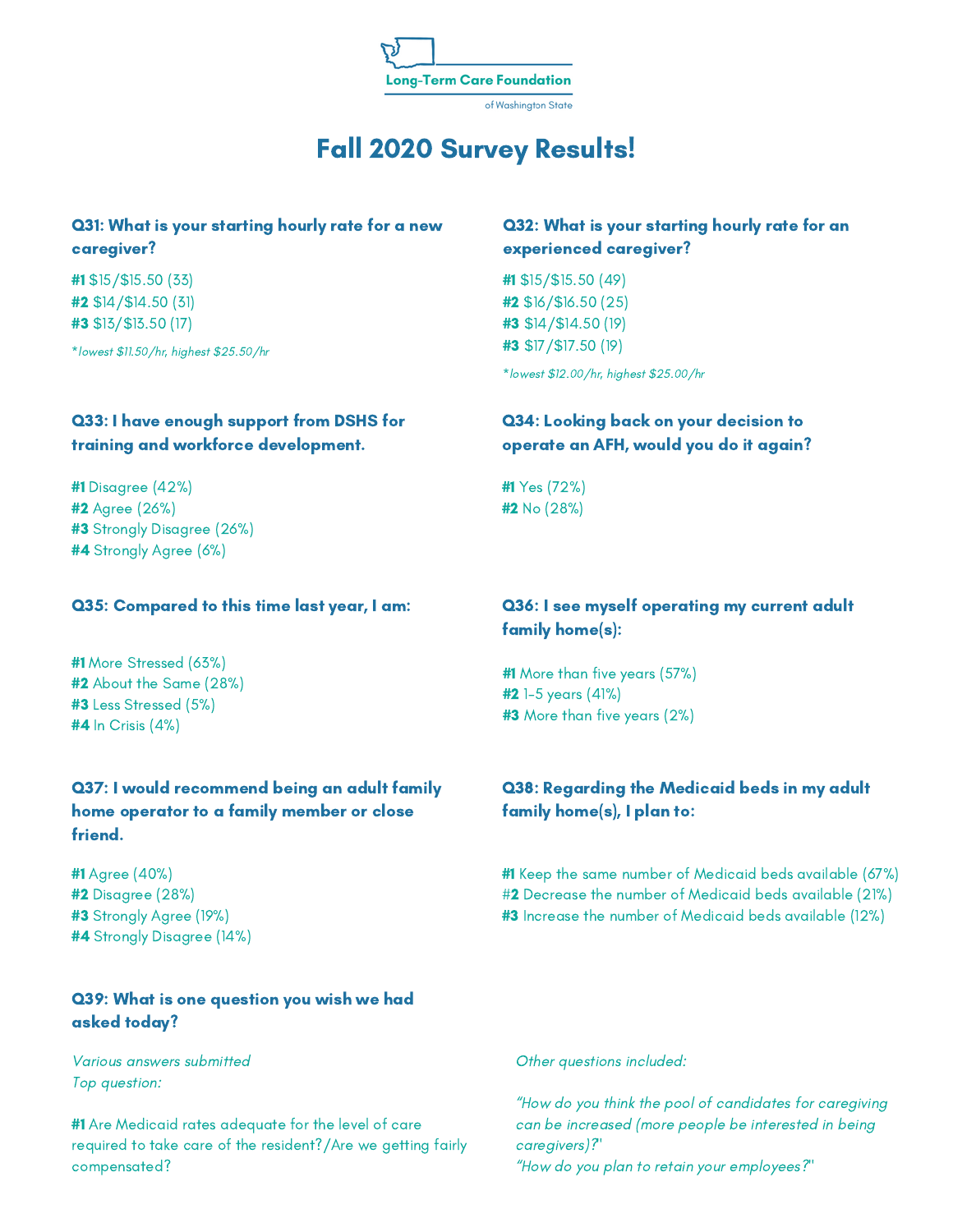Long-Term Care Foundation

of Washington State

# Fall 2020 Survey Results!

### Q31: What is your starting hourly rate for a new caregiver?

**#1** $15/$15.50 (33)
**#2** $14/$14.50 (31)
**#3** $13/$13.50 (17)

*\*lowest $11.50/hr, highest $25.50/hr*

### Q32: What is your starting hourly rate for an experienced caregiver?

**#1** $15/$15.50 (49)
**#2** $16/$16.50 (25)
**#3** $14/$14.50 (19)
**#3** $17/$17.50 (19)

*\*lowest $12.00/hr, highest $25.00/hr*

### Q33: I have enough support from DSHS for training and workforce development.

**#1** Disagree (42%)
**#2** Agree (26%)
**#3** Strongly Disagree (26%)
**#4** Strongly Agree (6%)

### Q34: Looking back on your decision to operate an AFH, would you do it again?

**#1** Yes (72%)
**#2** No (28%)

### Q35: Compared to this time last year, I am:

**#1** More Stressed (63%)
**#2** About the Same (28%)
**#3** Less Stressed (5%)
**#4** In Crisis (4%)

### Q36: I see myself operating my current adult family home(s):

**#1** More than five years (57%)
**#2** 1-5 years (41%)
**#3** More than five years (2%)

### Q37: I would recommend being an adult family home operator to a family member or close friend.

**#1** Agree (40%)
**#2** Disagree (28%)
**#3** Strongly Agree (19%)
**#4** Strongly Disagree (14%)

### Q38: Regarding the Medicaid beds in my adult family home(s), I plan to:

**#1** Keep the same number of Medicaid beds available (67%)
**#2** Decrease the number of Medicaid beds available (21%)
**#3** Increase the number of Medicaid beds available (12%)

### Q39: What is one question you wish we had asked today?

*Various answers submitted*
*Top question:*

**#1** Are Medicaid rates adequate for the level of care required to take care of the resident?/Are we getting fairly compensated?

*Other questions included:*

*"How do you think the pool of candidates for caregiving can be increased (more people be interested in being caregivers)?"*
*"How do you plan to retain your employees?"*